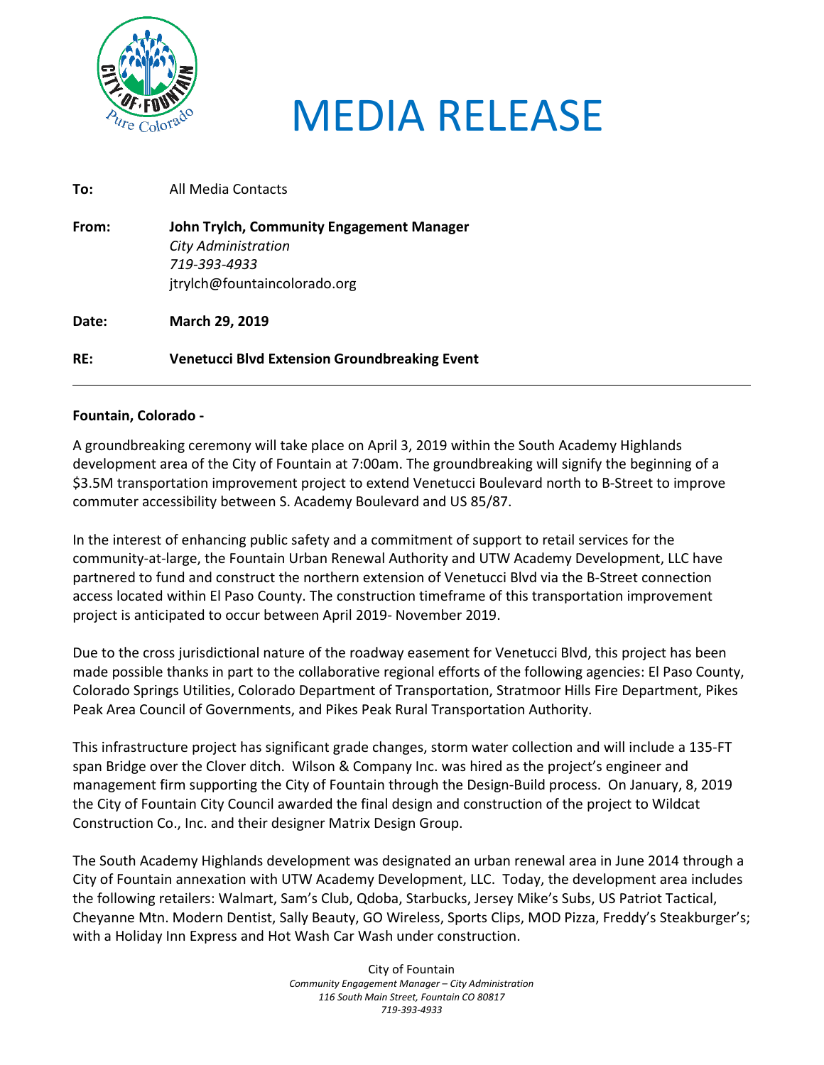# MEDIA RELEASE

**To:** All Media Contacts

**From:** **John Trylch, Community Engagement Manager**
*City Administration*
*719-393-4933*
jtrylch@fountaincolorado.org

**Date:** **March 29, 2019**

**RE:** **Venetucci Blvd Extension Groundbreaking Event**

---

**Fountain, Colorado -**

A groundbreaking ceremony will take place on April 3, 2019 within the South Academy Highlands development area of the City of Fountain at 7:00am. The groundbreaking will signify the beginning of a $3.5M transportation improvement project to extend Venetucci Boulevard north to B-Street to improve commuter accessibility between S. Academy Boulevard and US 85/87.

In the interest of enhancing public safety and a commitment of support to retail services for the community-at-large, the Fountain Urban Renewal Authority and UTW Academy Development, LLC have partnered to fund and construct the northern extension of Venetucci Blvd via the B-Street connection access located within El Paso County. The construction timeframe of this transportation improvement project is anticipated to occur between April 2019- November 2019.

Due to the cross jurisdictional nature of the roadway easement for Venetucci Blvd, this project has been made possible thanks in part to the collaborative regional efforts of the following agencies: El Paso County, Colorado Springs Utilities, Colorado Department of Transportation, Stratmoor Hills Fire Department, Pikes Peak Area Council of Governments, and Pikes Peak Rural Transportation Authority.

This infrastructure project has significant grade changes, storm water collection and will include a 135-FT span Bridge over the Clover ditch. Wilson & Company Inc. was hired as the project's engineer and management firm supporting the City of Fountain through the Design-Build process. On January, 8, 2019 the City of Fountain City Council awarded the final design and construction of the project to Wildcat Construction Co., Inc. and their designer Matrix Design Group.

The South Academy Highlands development was designated an urban renewal area in June 2014 through a City of Fountain annexation with UTW Academy Development, LLC. Today, the development area includes the following retailers: Walmart, Sam's Club, Qdoba, Starbucks, Jersey Mike's Subs, US Patriot Tactical, Cheyanne Mtn. Modern Dentist, Sally Beauty, GO Wireless, Sports Clips, MOD Pizza, Freddy's Steakburger's; with a Holiday Inn Express and Hot Wash Car Wash under construction.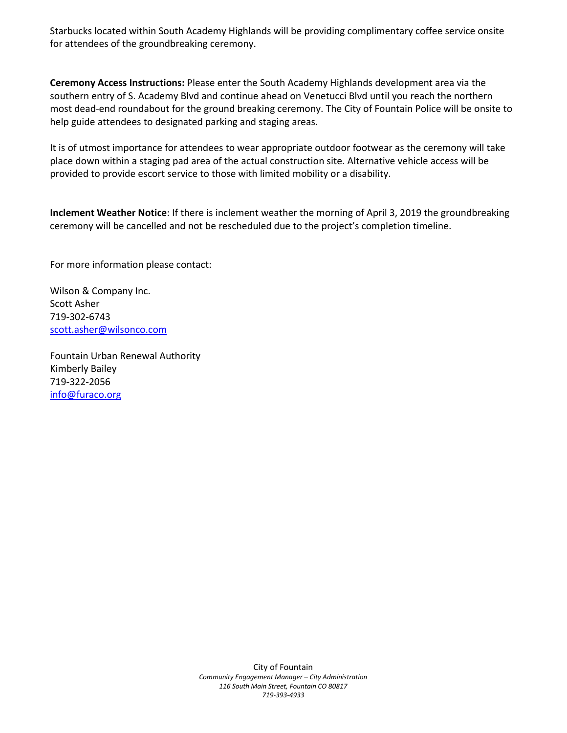Starbucks located within South Academy Highlands will be providing complimentary coffee service onsite for attendees of the groundbreaking ceremony.

**Ceremony Access Instructions:** Please enter the South Academy Highlands development area via the southern entry of S. Academy Blvd and continue ahead on Venetucci Blvd until you reach the northern most dead-end roundabout for the ground breaking ceremony. The City of Fountain Police will be onsite to help guide attendees to designated parking and staging areas.

It is of utmost importance for attendees to wear appropriate outdoor footwear as the ceremony will take place down within a staging pad area of the actual construction site. Alternative vehicle access will be provided to provide escort service to those with limited mobility or a disability.

**Inclement Weather Notice**: If there is inclement weather the morning of April 3, 2019 the groundbreaking ceremony will be cancelled and not be rescheduled due to the project's completion timeline.

For more information please contact:

Wilson & Company Inc.
Scott Asher
719-302-6743
scott.asher@wilsonco.com

Fountain Urban Renewal Authority
Kimberly Bailey
719-322-2056
info@furaco.org

City of Fountain
*Community Engagement Manager – City Administration*
*116 South Main Street, Fountain CO 80817*
*719-393-4933*